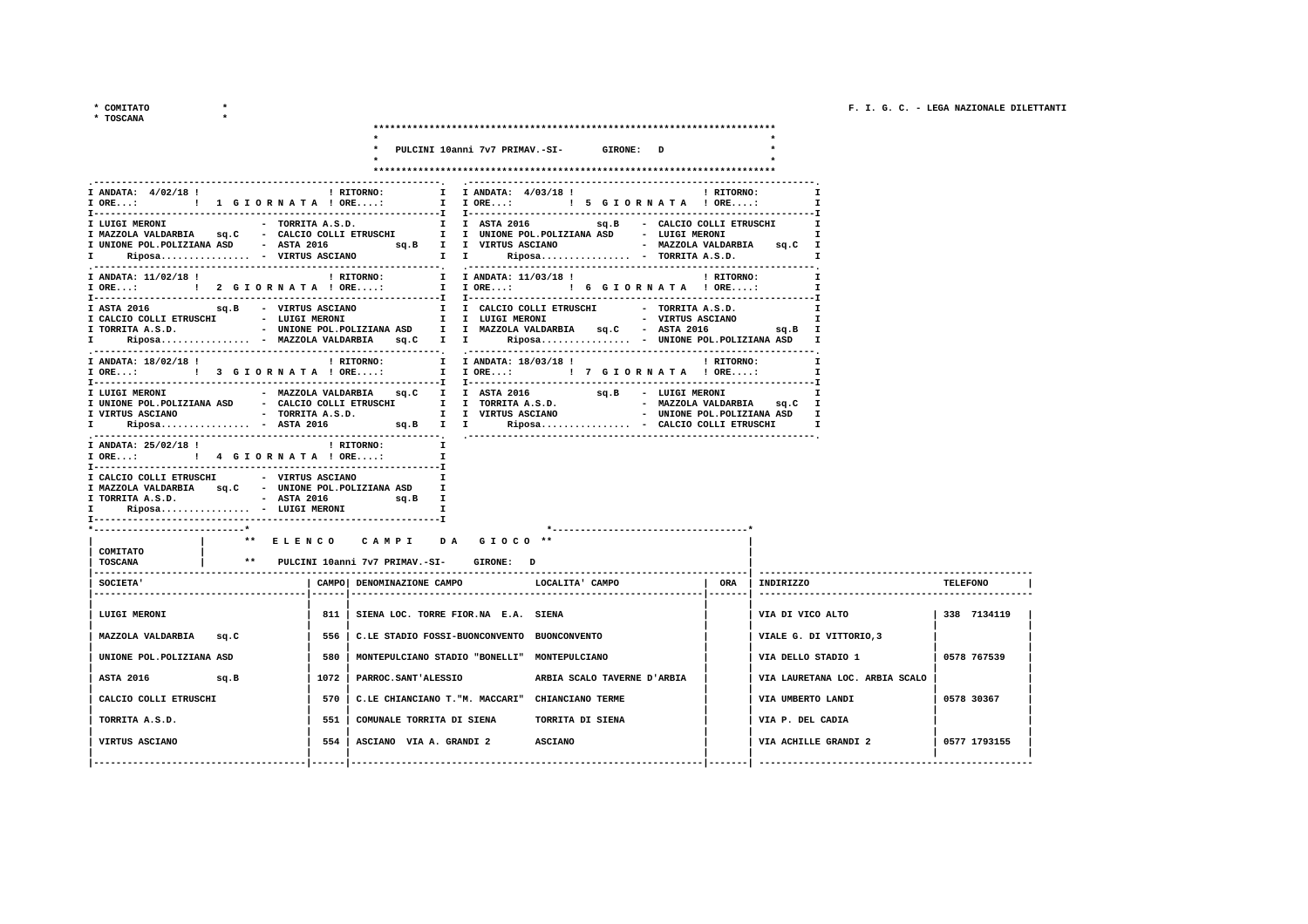\* COMITATO \*
\* TOSCANA \*

F. I. G. C. - LEGA NAZIONALE DILETTANTI

# PULCINI 10anni 7v7 PRIMAV.-SI- GIRONE: D

| ANDATA: 4/02/18 | 1 GIORNATA | RITORNO: |
|---|---|---|
| LUIGI MERONI | - | TORRITA A.S.D. |
| MAZZOLA VALDARBIA sq.C | - | CALCIO COLLI ETRUSCHI |
| UNIONE POL.POLIZIANA ASD | - | ASTA 2016 sq.B |
| Riposa................ | - | VIRTUS ASCIANO |

| ANDATA: 11/02/18 | 2 GIORNATA | RITORNO: |
|---|---|---|
| ASTA 2016 sq.B | - | VIRTUS ASCIANO |
| CALCIO COLLI ETRUSCHI | - | LUIGI MERONI |
| TORRITA A.S.D. | - | UNIONE POL.POLIZIANA ASD |
| Riposa................ | - | MAZZOLA VALDARBIA sq.C |

| ANDATA: 18/02/18 | 3 GIORNATA | RITORNO: |
|---|---|---|
| LUIGI MERONI | - | MAZZOLA VALDARBIA sq.C |
| UNIONE POL.POLIZIANA ASD | - | CALCIO COLLI ETRUSCHI |
| VIRTUS ASCIANO | - | TORRITA A.S.D. |
| Riposa................ | - | ASTA 2016 sq.B |

| ANDATA: 25/02/18 | 4 GIORNATA | RITORNO: |
|---|---|---|
| CALCIO COLLI ETRUSCHI | - | VIRTUS ASCIANO |
| MAZZOLA VALDARBIA sq.C | - | UNIONE POL.POLIZIANA ASD |
| TORRITA A.S.D. | - | ASTA 2016 sq.B |
| Riposa................ | - | LUIGI MERONI |

| ANDATA: 4/03/18 | 5 GIORNATA | RITORNO: |
|---|---|---|
| ASTA 2016 sq.B | - | CALCIO COLLI ETRUSCHI |
| UNIONE POL.POLIZIANA ASD | - | LUIGI MERONI |
| VIRTUS ASCIANO | - | MAZZOLA VALDARBIA sq.C |
| Riposa................ | - | TORRITA A.S.D. |

| ANDATA: 11/03/18 | 6 GIORNATA | RITORNO: |
|---|---|---|
| CALCIO COLLI ETRUSCHI | - | TORRITA A.S.D. |
| LUIGI MERONI | - | VIRTUS ASCIANO |
| MAZZOLA VALDARBIA sq.C | - | ASTA 2016 sq.B |
| Riposa................ | - | UNIONE POL.POLIZIANA ASD |

| ANDATA: 18/03/18 | 7 GIORNATA | RITORNO: |
|---|---|---|
| ASTA 2016 sq.B | - | LUIGI MERONI |
| TORRITA A.S.D. | - | MAZZOLA VALDARBIA sq.C |
| VIRTUS ASCIANO | - | UNIONE POL.POLIZIANA ASD |
| Riposa................ | - | CALCIO COLLI ETRUSCHI |

## ** ELENCO CAMPI DA GIOCO **

COMITATO TOSCANA — ** PULCINI 10anni 7v7 PRIMAV.-SI- GIRONE: D

| SOCIETA' | CAMPO | DENOMINAZIONE CAMPO | LOCALITA' CAMPO | ORA | INDIRIZZO | TELEFONO |
|---|---|---|---|---|---|---|
| LUIGI MERONI | 811 | SIENA LOC. TORRE FIOR.NA E.A. | SIENA | | VIA DI VICO ALTO | 338 7134119 |
| MAZZOLA VALDARBIA sq.C | 556 | C.LE STADIO FOSSI-BUONCONVENTO | BUONCONVENTO | | VIALE G. DI VITTORIO,3 | |
| UNIONE POL.POLIZIANA ASD | 580 | MONTEPULCIANO STADIO "BONELLI" | MONTEPULCIANO | | VIA DELLO STADIO 1 | 0578 767539 |
| ASTA 2016 sq.B | 1072 | PARROC.SANT'ALESSIO | ARBIA SCALO TAVERNE D'ARBIA | | VIA LAURETANA LOC. ARBIA SCALO | |
| CALCIO COLLI ETRUSCHI | 570 | C.LE CHIANCIANO T."M. MACCARI" | CHIANCIANO TERME | | VIA UMBERTO LANDI | 0578 30367 |
| TORRITA A.S.D. | 551 | COMUNALE TORRITA DI SIENA | TORRITA DI SIENA | | VIA P. DEL CADIA | |
| VIRTUS ASCIANO | 554 | ASCIANO VIA A. GRANDI 2 | ASCIANO | | VIA ACHILLE GRANDI 2 | 0577 1793155 |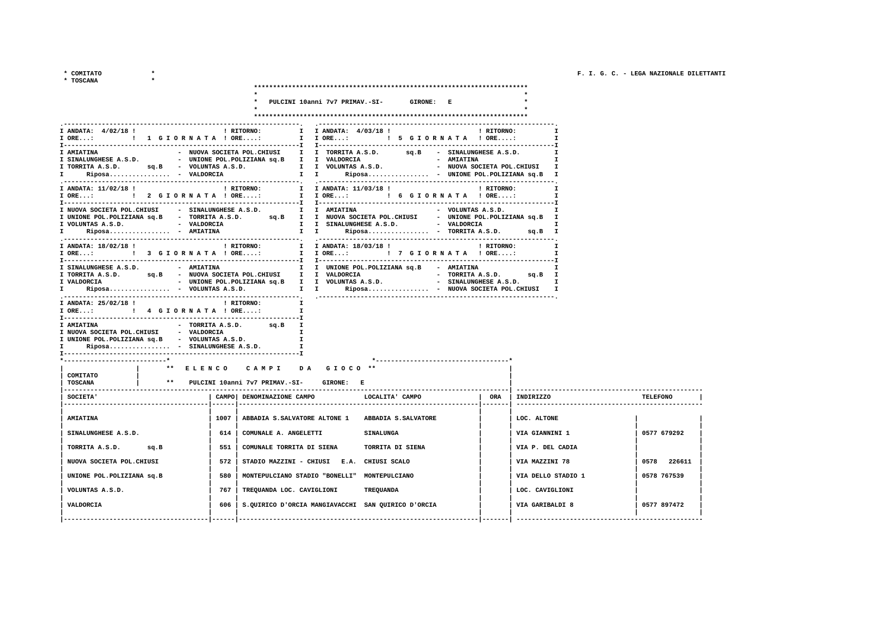* COMITATO *
* TOSCANA *

F. I. G. C. - LEGA NAZIONALE DILETTANTI

# PULCINI 10anni 7v7 PRIMAV.-SI- GIRONE: E

| ANDATA: 4/02/18 | 1 GIORNATA | RITORNO: |
|---|---|---|
| ORE...: | | ORE....: |
| AMIATINA | - | NUOVA SOCIETA POL.CHIUSI |
| SINALUNGHESE A.S.D. | - | UNIONE POL.POLIZIANA sq.B |
| TORRITA A.S.D. sq.B | - | VOLUNTAS A.S.D. |
| Riposa................ | - | VALDORCIA |

| ANDATA: 11/02/18 | 2 GIORNATA | RITORNO: |
|---|---|---|
| ORE...: | | ORE....: |
| NUOVA SOCIETA POL.CHIUSI | - | SINALUNGHESE A.S.D. |
| UNIONE POL.POLIZIANA sq.B | - | TORRITA A.S.D. sq.B |
| VOLUNTAS A.S.D. | - | VALDORCIA |
| Riposa................ | - | AMIATINA |

| ANDATA: 18/02/18 | 3 GIORNATA | RITORNO: |
|---|---|---|
| ORE...: | | ORE....: |
| SINALUNGHESE A.S.D. | - | AMIATINA |
| TORRITA A.S.D. sq.B | - | NUOVA SOCIETA POL.CHIUSI |
| VALDORCIA | - | UNIONE POL.POLIZIANA sq.B |
| Riposa................ | - | VOLUNTAS A.S.D. |

| ANDATA: 25/02/18 | 4 GIORNATA | RITORNO: |
|---|---|---|
| ORE...: | | ORE....: |
| AMIATINA | - | TORRITA A.S.D. sq.B |
| NUOVA SOCIETA POL.CHIUSI | - | VALDORCIA |
| UNIONE POL.POLIZIANA sq.B | - | VOLUNTAS A.S.D. |
| Riposa................ | - | SINALUNGHESE A.S.D. |

| ANDATA: 4/03/18 | 5 GIORNATA | RITORNO: |
|---|---|---|
| ORE...: | | ORE....: |
| TORRITA A.S.D. sq.B | - | SINALUNGHESE A.S.D. |
| VALDORCIA | - | AMIATINA |
| VOLUNTAS A.S.D. | - | NUOVA SOCIETA POL.CHIUSI |
| Riposa................ | - | UNIONE POL.POLIZIANA sq.B |

| ANDATA: 11/03/18 | 6 GIORNATA | RITORNO: |
|---|---|---|
| ORE...: | | ORE....: |
| AMIATINA | - | VOLUNTAS A.S.D. |
| NUOVA SOCIETA POL.CHIUSI | - | UNIONE POL.POLIZIANA sq.B |
| SINALUNGHESE A.S.D. | - | VALDORCIA |
| Riposa................ | - | TORRITA A.S.D. sq.B |

| ANDATA: 18/03/18 | 7 GIORNATA | RITORNO: |
|---|---|---|
| ORE...: | | ORE....: |
| UNIONE POL.POLIZIANA sq.B | - | AMIATINA |
| VALDORCIA | - | TORRITA A.S.D. sq.B |
| VOLUNTAS A.S.D. | - | SINALUNGHESE A.S.D. |
| Riposa................ | - | NUOVA SOCIETA POL.CHIUSI |

## ** ELENCO CAMPI DA GIOCO **

COMITATO TOSCANA ** PULCINI 10anni 7v7 PRIMAV.-SI- GIRONE: E

| SOCIETA' | CAMPO | DENOMINAZIONE CAMPO | LOCALITA' CAMPO | ORA | INDIRIZZO | TELEFONO |
|---|---|---|---|---|---|---|
| AMIATINA | 1007 | ABBADIA S.SALVATORE ALTONE 1 | ABBADIA S.SALVATORE | | LOC. ALTONE | |
| SINALUNGHESE A.S.D. | 614 | COMUNALE A. ANGELETTI | SINALUNGA | | VIA GIANNINI 1 | 0577 679292 |
| TORRITA A.S.D. sq.B | 551 | COMUNALE TORRITA DI SIENA | TORRITA DI SIENA | | VIA P. DEL CADIA | |
| NUOVA SOCIETA POL.CHIUSI | 572 | STADIO MAZZINI - CHIUSI E.A. | CHIUSI SCALO | | VIA MAZZINI 78 | 0578 226611 |
| UNIONE POL.POLIZIANA sq.B | 580 | MONTEPULCIANO STADIO "BONELLI" | MONTEPULCIANO | | VIA DELLO STADIO 1 | 0578 767539 |
| VOLUNTAS A.S.D. | 767 | TREQUANDA LOC. CAVIGLIONI | TREQUANDA | | LOC. CAVIGLIONI | |
| VALDORCIA | 606 | S.QUIRICO D'ORCIA MANGIAVACCHI | SAN QUIRICO D'ORCIA | | VIA GARIBALDI 8 | 0577 897472 |